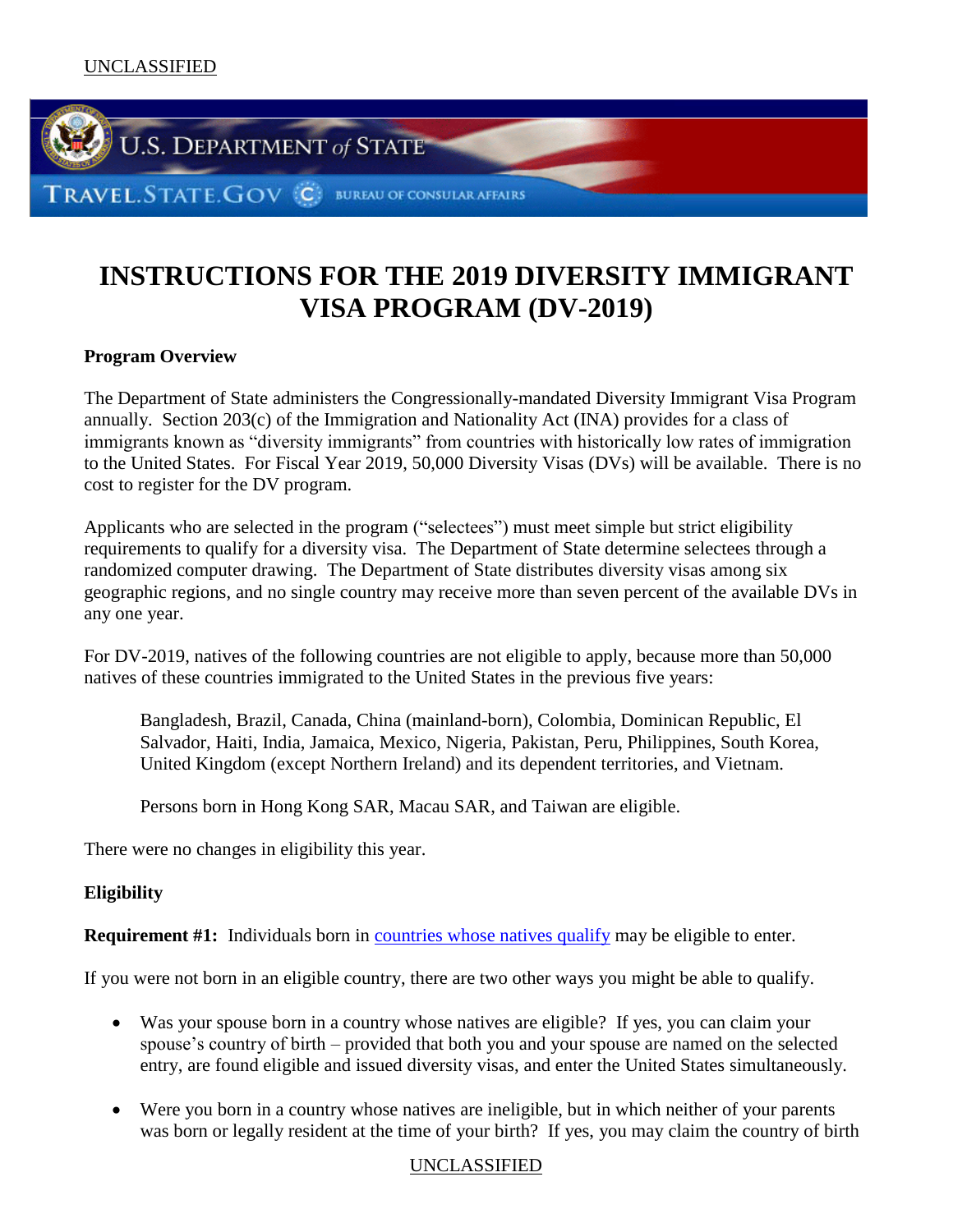# INSTRUCTIONS FOR THE 2019 DIVERSITY IMMIGRANT VISA PROGRAM (DV-2019)

**Program Overview**

The Department of State administers the Congressionally-mandated Diversity Immigrant Visa Program annually. Section 203(c) of the Immigration and Nationality Act (INA) provides for a class of immigrants known as "diversity immigrants" from countries with historically low rates of immigration to the United States. For Fiscal Year 2019, 50,000 Diversity Visas (DVs) will be available. There is no cost to register for the DV program.

Applicants who are selected in the program ("selectees") must meet simple but strict eligibility requirements to qualify for a diversity visa. The Department of State determine selectees through a randomized computer drawing. The Department of State distributes diversity visas among six geographic regions, and no single country may receive more than seven percent of the available DVs in any one year.

For DV-2019, natives of the following countries are not eligible to apply, because more than 50,000 natives of these countries immigrated to the United States in the previous five years:

> Bangladesh, Brazil, Canada, China (mainland-born), Colombia, Dominican Republic, El Salvador, Haiti, India, Jamaica, Mexico, Nigeria, Pakistan, Peru, Philippines, South Korea, United Kingdom (except Northern Ireland) and its dependent territories, and Vietnam.
>
> Persons born in Hong Kong SAR, Macau SAR, and Taiwan are eligible.

There were no changes in eligibility this year.

**Eligibility**

**Requirement #1:** Individuals born in countries whose natives qualify may be eligible to enter.

If you were not born in an eligible country, there are two other ways you might be able to qualify.

- Was your spouse born in a country whose natives are eligible? If yes, you can claim your spouse's country of birth – provided that both you and your spouse are named on the selected entry, are found eligible and issued diversity visas, and enter the United States simultaneously.
- Were you born in a country whose natives are ineligible, but in which neither of your parents was born or legally resident at the time of your birth? If yes, you may claim the country of birth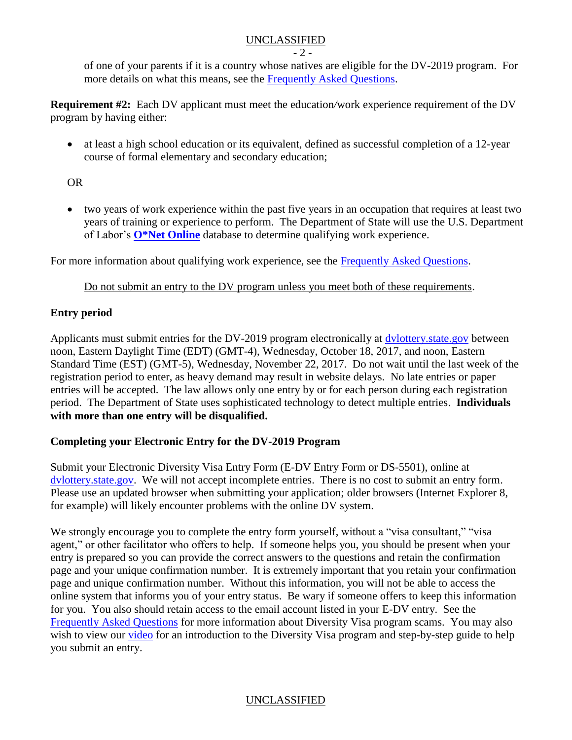of one of your parents if it is a country whose natives are eligible for the DV-2019 program. For more details on what this means, see the Frequently Asked Questions.

**Requirement #2:** Each DV applicant must meet the education/work experience requirement of the DV program by having either:

- at least a high school education or its equivalent, defined as successful completion of a 12-year course of formal elementary and secondary education;

OR

- two years of work experience within the past five years in an occupation that requires at least two years of training or experience to perform. The Department of State will use the U.S. Department of Labor's **O*Net Online** database to determine qualifying work experience.

For more information about qualifying work experience, see the Frequently Asked Questions.

Do not submit an entry to the DV program unless you meet both of these requirements.

**Entry period**

Applicants must submit entries for the DV-2019 program electronically at dvlottery.state.gov between noon, Eastern Daylight Time (EDT) (GMT-4), Wednesday, October 18, 2017, and noon, Eastern Standard Time (EST) (GMT-5), Wednesday, November 22, 2017. Do not wait until the last week of the registration period to enter, as heavy demand may result in website delays. No late entries or paper entries will be accepted. The law allows only one entry by or for each person during each registration period. The Department of State uses sophisticated technology to detect multiple entries. **Individuals with more than one entry will be disqualified.**

**Completing your Electronic Entry for the DV-2019 Program**

Submit your Electronic Diversity Visa Entry Form (E-DV Entry Form or DS-5501), online at dvlottery.state.gov. We will not accept incomplete entries. There is no cost to submit an entry form. Please use an updated browser when submitting your application; older browsers (Internet Explorer 8, for example) will likely encounter problems with the online DV system.

We strongly encourage you to complete the entry form yourself, without a "visa consultant," "visa agent," or other facilitator who offers to help. If someone helps you, you should be present when your entry is prepared so you can provide the correct answers to the questions and retain the confirmation page and your unique confirmation number. It is extremely important that you retain your confirmation page and unique confirmation number. Without this information, you will not be able to access the online system that informs you of your entry status. Be wary if someone offers to keep this information for you. You also should retain access to the email account listed in your E-DV entry. See the Frequently Asked Questions for more information about Diversity Visa program scams. You may also wish to view our video for an introduction to the Diversity Visa program and step-by-step guide to help you submit an entry.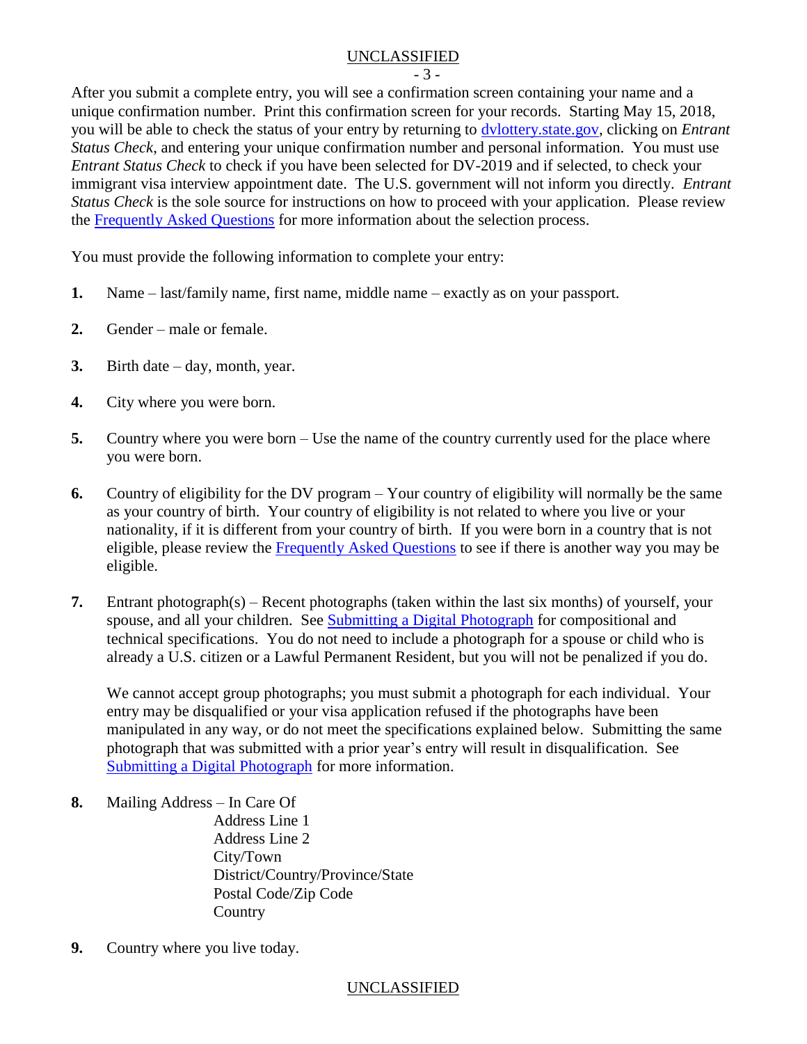After you submit a complete entry, you will see a confirmation screen containing your name and a unique confirmation number. Print this confirmation screen for your records. Starting May 15, 2018, you will be able to check the status of your entry by returning to dvlottery.state.gov, clicking on *Entrant Status Check*, and entering your unique confirmation number and personal information. You must use *Entrant Status Check* to check if you have been selected for DV-2019 and if selected, to check your immigrant visa interview appointment date. The U.S. government will not inform you directly. *Entrant Status Check* is the sole source for instructions on how to proceed with your application. Please review the Frequently Asked Questions for more information about the selection process.

You must provide the following information to complete your entry:

**1.** Name – last/family name, first name, middle name – exactly as on your passport.

**2.** Gender – male or female.

**3.** Birth date – day, month, year.

**4.** City where you were born.

**5.** Country where you were born – Use the name of the country currently used for the place where you were born.

**6.** Country of eligibility for the DV program – Your country of eligibility will normally be the same as your country of birth. Your country of eligibility is not related to where you live or your nationality, if it is different from your country of birth. If you were born in a country that is not eligible, please review the Frequently Asked Questions to see if there is another way you may be eligible.

**7.** Entrant photograph(s) – Recent photographs (taken within the last six months) of yourself, your spouse, and all your children. See Submitting a Digital Photograph for compositional and technical specifications. You do not need to include a photograph for a spouse or child who is already a U.S. citizen or a Lawful Permanent Resident, but you will not be penalized if you do.

We cannot accept group photographs; you must submit a photograph for each individual. Your entry may be disqualified or your visa application refused if the photographs have been manipulated in any way, or do not meet the specifications explained below. Submitting the same photograph that was submitted with a prior year's entry will result in disqualification. See Submitting a Digital Photograph for more information.

**8.** Mailing Address – In Care Of
Address Line 1
Address Line 2
City/Town
District/Country/Province/State
Postal Code/Zip Code
Country

**9.** Country where you live today.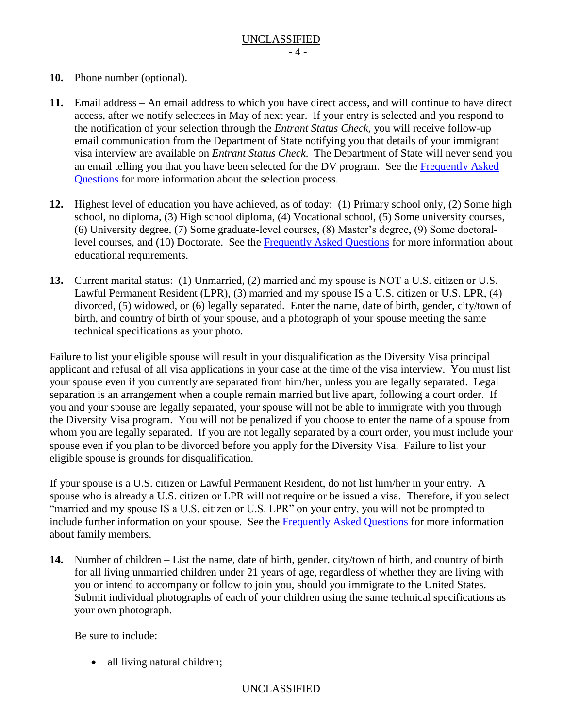**10.** Phone number (optional).

**11.** Email address – An email address to which you have direct access, and will continue to have direct access, after we notify selectees in May of next year. If your entry is selected and you respond to the notification of your selection through the *Entrant Status Check*, you will receive follow-up email communication from the Department of State notifying you that details of your immigrant visa interview are available on *Entrant Status Check*. The Department of State will never send you an email telling you that you have been selected for the DV program. See the [Frequently Asked Questions]() for more information about the selection process.

**12.** Highest level of education you have achieved, as of today: (1) Primary school only, (2) Some high school, no diploma, (3) High school diploma, (4) Vocational school, (5) Some university courses, (6) University degree, (7) Some graduate-level courses, (8) Master's degree, (9) Some doctoral-level courses, and (10) Doctorate. See the [Frequently Asked Questions]() for more information about educational requirements.

**13.** Current marital status: (1) Unmarried, (2) married and my spouse is NOT a U.S. citizen or U.S. Lawful Permanent Resident (LPR), (3) married and my spouse IS a U.S. citizen or U.S. LPR, (4) divorced, (5) widowed, or (6) legally separated. Enter the name, date of birth, gender, city/town of birth, and country of birth of your spouse, and a photograph of your spouse meeting the same technical specifications as your photo.

Failure to list your eligible spouse will result in your disqualification as the Diversity Visa principal applicant and refusal of all visa applications in your case at the time of the visa interview. You must list your spouse even if you currently are separated from him/her, unless you are legally separated. Legal separation is an arrangement when a couple remain married but live apart, following a court order. If you and your spouse are legally separated, your spouse will not be able to immigrate with you through the Diversity Visa program. You will not be penalized if you choose to enter the name of a spouse from whom you are legally separated. If you are not legally separated by a court order, you must include your spouse even if you plan to be divorced before you apply for the Diversity Visa. Failure to list your eligible spouse is grounds for disqualification.

If your spouse is a U.S. citizen or Lawful Permanent Resident, do not list him/her in your entry. A spouse who is already a U.S. citizen or LPR will not require or be issued a visa. Therefore, if you select "married and my spouse IS a U.S. citizen or U.S. LPR" on your entry, you will not be prompted to include further information on your spouse. See the [Frequently Asked Questions]() for more information about family members.

**14.** Number of children – List the name, date of birth, gender, city/town of birth, and country of birth for all living unmarried children under 21 years of age, regardless of whether they are living with you or intend to accompany or follow to join you, should you immigrate to the United States. Submit individual photographs of each of your children using the same technical specifications as your own photograph.

Be sure to include:

- all living natural children;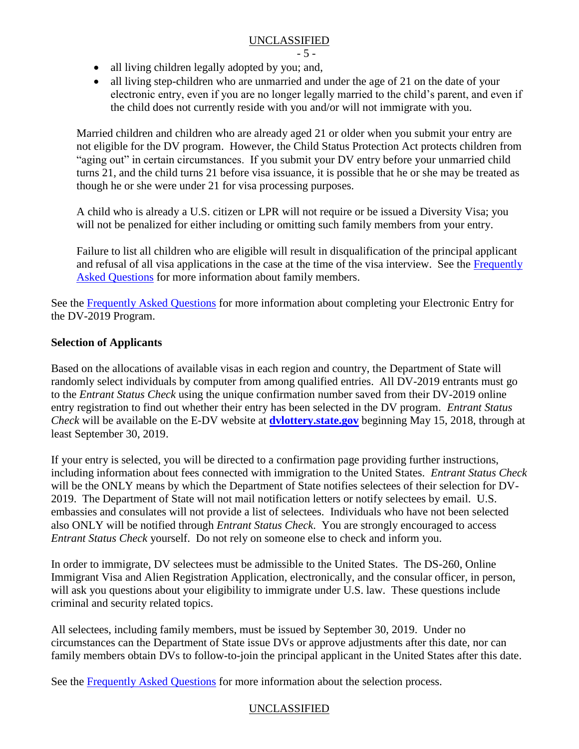- all living children legally adopted by you; and,
- all living step-children who are unmarried and under the age of 21 on the date of your electronic entry, even if you are no longer legally married to the child's parent, and even if the child does not currently reside with you and/or will not immigrate with you.

Married children and children who are already aged 21 or older when you submit your entry are not eligible for the DV program. However, the Child Status Protection Act protects children from "aging out" in certain circumstances. If you submit your DV entry before your unmarried child turns 21, and the child turns 21 before visa issuance, it is possible that he or she may be treated as though he or she were under 21 for visa processing purposes.

A child who is already a U.S. citizen or LPR will not require or be issued a Diversity Visa; you will not be penalized for either including or omitting such family members from your entry.

Failure to list all children who are eligible will result in disqualification of the principal applicant and refusal of all visa applications in the case at the time of the visa interview. See the Frequently Asked Questions for more information about family members.

See the Frequently Asked Questions for more information about completing your Electronic Entry for the DV-2019 Program.

**Selection of Applicants**

Based on the allocations of available visas in each region and country, the Department of State will randomly select individuals by computer from among qualified entries. All DV-2019 entrants must go to the *Entrant Status Check* using the unique confirmation number saved from their DV-2019 online entry registration to find out whether their entry has been selected in the DV program. *Entrant Status Check* will be available on the E-DV website at **dvlottery.state.gov** beginning May 15, 2018, through at least September 30, 2019.

If your entry is selected, you will be directed to a confirmation page providing further instructions, including information about fees connected with immigration to the United States. *Entrant Status Check* will be the ONLY means by which the Department of State notifies selectees of their selection for DV-2019. The Department of State will not mail notification letters or notify selectees by email. U.S. embassies and consulates will not provide a list of selectees. Individuals who have not been selected also ONLY will be notified through *Entrant Status Check*. You are strongly encouraged to access *Entrant Status Check* yourself. Do not rely on someone else to check and inform you.

In order to immigrate, DV selectees must be admissible to the United States. The DS-260, Online Immigrant Visa and Alien Registration Application, electronically, and the consular officer, in person, will ask you questions about your eligibility to immigrate under U.S. law. These questions include criminal and security related topics.

All selectees, including family members, must be issued by September 30, 2019. Under no circumstances can the Department of State issue DVs or approve adjustments after this date, nor can family members obtain DVs to follow-to-join the principal applicant in the United States after this date.

See the Frequently Asked Questions for more information about the selection process.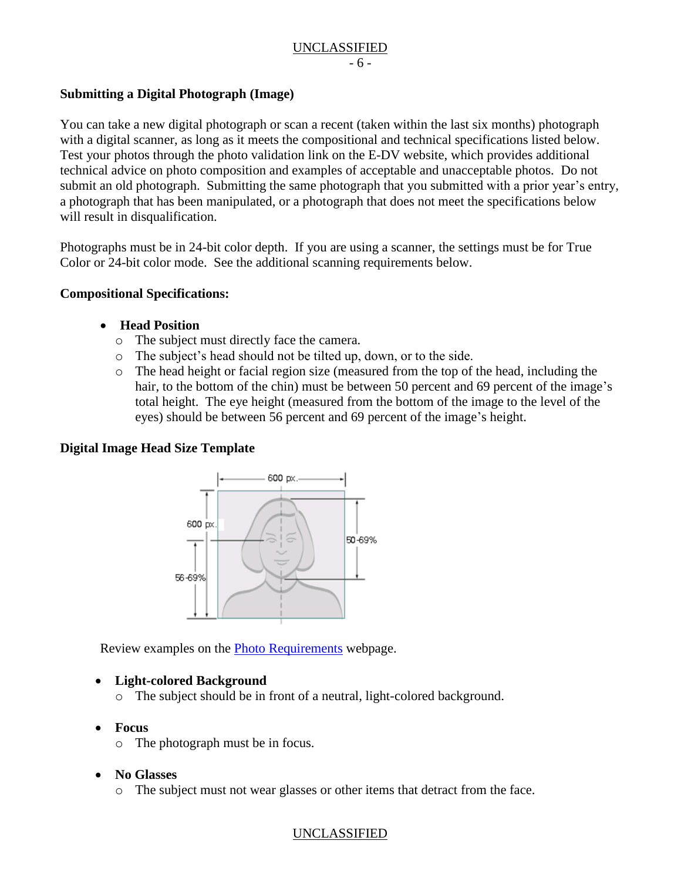**Submitting a Digital Photograph (Image)**

You can take a new digital photograph or scan a recent (taken within the last six months) photograph with a digital scanner, as long as it meets the compositional and technical specifications listed below. Test your photos through the photo validation link on the E-DV website, which provides additional technical advice on photo composition and examples of acceptable and unacceptable photos. Do not submit an old photograph. Submitting the same photograph that you submitted with a prior year's entry, a photograph that has been manipulated, or a photograph that does not meet the specifications below will result in disqualification.

Photographs must be in 24-bit color depth. If you are using a scanner, the settings must be for True Color or 24-bit color mode. See the additional scanning requirements below.

**Compositional Specifications:**

- **Head Position**
  - The subject must directly face the camera.
  - The subject's head should not be tilted up, down, or to the side.
  - The head height or facial region size (measured from the top of the head, including the hair, to the bottom of the chin) must be between 50 percent and 69 percent of the image's total height. The eye height (measured from the bottom of the image to the level of the eyes) should be between 56 percent and 69 percent of the image's height.

**Digital Image Head Size Template**

600 px. | 600 px. | 50-69% | 56-69%

Review examples on the [Photo Requirements](#) webpage.

- **Light-colored Background**
  - The subject should be in front of a neutral, light-colored background.

- **Focus**
  - The photograph must be in focus.

- **No Glasses**
  - The subject must not wear glasses or other items that detract from the face.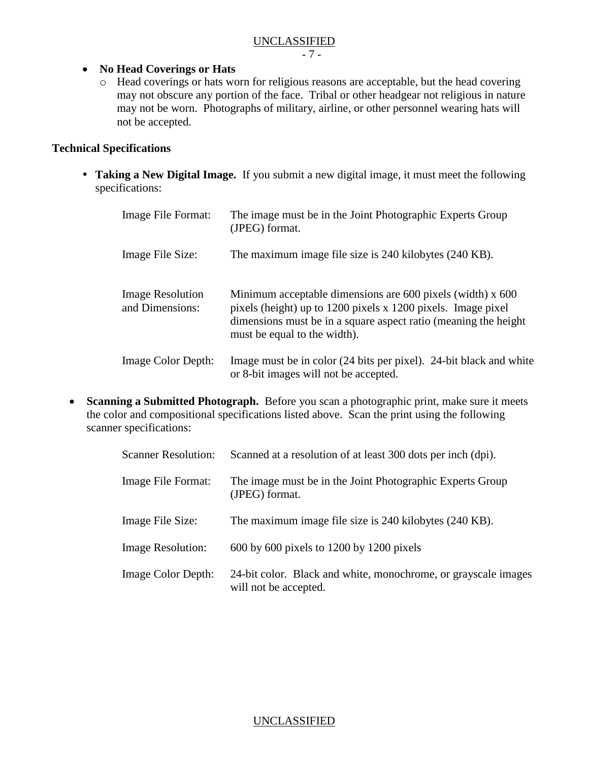- **No Head Coverings or Hats**
  - Head coverings or hats worn for religious reasons are acceptable, but the head covering may not obscure any portion of the face. Tribal or other headgear not religious in nature may not be worn. Photographs of military, airline, or other personnel wearing hats will not be accepted.

**Technical Specifications**

- **Taking a New Digital Image.** If you submit a new digital image, it must meet the following specifications:

| | |
|---|---|
| Image File Format: | The image must be in the Joint Photographic Experts Group (JPEG) format. |
| Image File Size: | The maximum image file size is 240 kilobytes (240 KB). |
| Image Resolution and Dimensions: | Minimum acceptable dimensions are 600 pixels (width) x 600 pixels (height) up to 1200 pixels x 1200 pixels. Image pixel dimensions must be in a square aspect ratio (meaning the height must be equal to the width). |
| Image Color Depth: | Image must be in color (24 bits per pixel). 24-bit black and white or 8-bit images will not be accepted. |

- **Scanning a Submitted Photograph.** Before you scan a photographic print, make sure it meets the color and compositional specifications listed above. Scan the print using the following scanner specifications:

| | |
|---|---|
| Scanner Resolution: | Scanned at a resolution of at least 300 dots per inch (dpi). |
| Image File Format: | The image must be in the Joint Photographic Experts Group (JPEG) format. |
| Image File Size: | The maximum image file size is 240 kilobytes (240 KB). |
| Image Resolution: | 600 by 600 pixels to 1200 by 1200 pixels |
| Image Color Depth: | 24-bit color. Black and white, monochrome, or grayscale images will not be accepted. |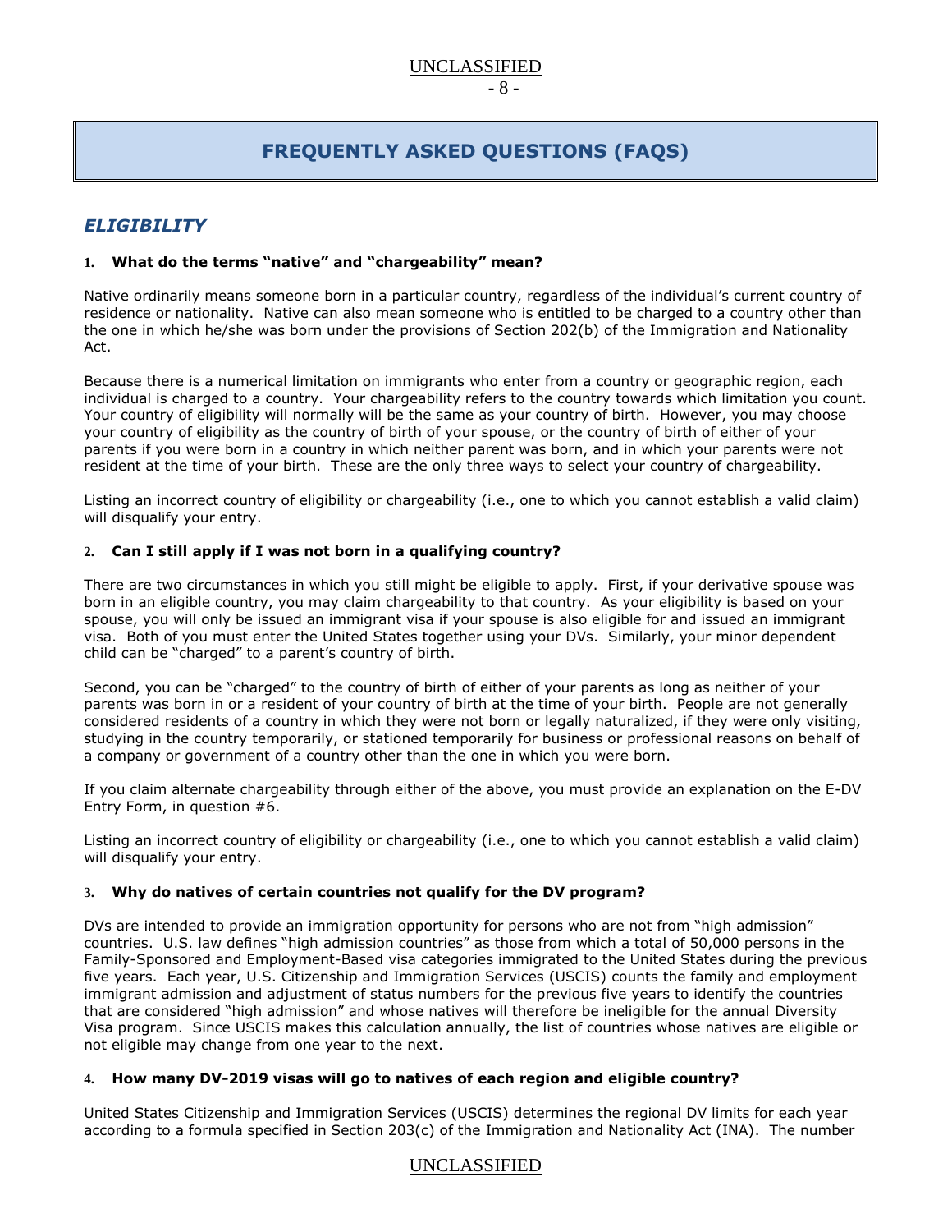# FREQUENTLY ASKED QUESTIONS (FAQS)

## *ELIGIBILITY*

### 1. What do the terms "native" and "chargeability" mean?

Native ordinarily means someone born in a particular country, regardless of the individual's current country of residence or nationality. Native can also mean someone who is entitled to be charged to a country other than the one in which he/she was born under the provisions of Section 202(b) of the Immigration and Nationality Act.

Because there is a numerical limitation on immigrants who enter from a country or geographic region, each individual is charged to a country. Your chargeability refers to the country towards which limitation you count. Your country of eligibility will normally will be the same as your country of birth. However, you may choose your country of eligibility as the country of birth of your spouse, or the country of birth of either of your parents if you were born in a country in which neither parent was born, and in which your parents were not resident at the time of your birth. These are the only three ways to select your country of chargeability.

Listing an incorrect country of eligibility or chargeability (i.e., one to which you cannot establish a valid claim) will disqualify your entry.

### 2. Can I still apply if I was not born in a qualifying country?

There are two circumstances in which you still might be eligible to apply. First, if your derivative spouse was born in an eligible country, you may claim chargeability to that country. As your eligibility is based on your spouse, you will only be issued an immigrant visa if your spouse is also eligible for and issued an immigrant visa. Both of you must enter the United States together using your DVs. Similarly, your minor dependent child can be "charged" to a parent's country of birth.

Second, you can be "charged" to the country of birth of either of your parents as long as neither of your parents was born in or a resident of your country of birth at the time of your birth. People are not generally considered residents of a country in which they were not born or legally naturalized, if they were only visiting, studying in the country temporarily, or stationed temporarily for business or professional reasons on behalf of a company or government of a country other than the one in which you were born.

If you claim alternate chargeability through either of the above, you must provide an explanation on the E-DV Entry Form, in question #6.

Listing an incorrect country of eligibility or chargeability (i.e., one to which you cannot establish a valid claim) will disqualify your entry.

### 3. Why do natives of certain countries not qualify for the DV program?

DVs are intended to provide an immigration opportunity for persons who are not from "high admission" countries. U.S. law defines "high admission countries" as those from which a total of 50,000 persons in the Family-Sponsored and Employment-Based visa categories immigrated to the United States during the previous five years. Each year, U.S. Citizenship and Immigration Services (USCIS) counts the family and employment immigrant admission and adjustment of status numbers for the previous five years to identify the countries that are considered "high admission" and whose natives will therefore be ineligible for the annual Diversity Visa program. Since USCIS makes this calculation annually, the list of countries whose natives are eligible or not eligible may change from one year to the next.

### 4. How many DV-2019 visas will go to natives of each region and eligible country?

United States Citizenship and Immigration Services (USCIS) determines the regional DV limits for each year according to a formula specified in Section 203(c) of the Immigration and Nationality Act (INA). The number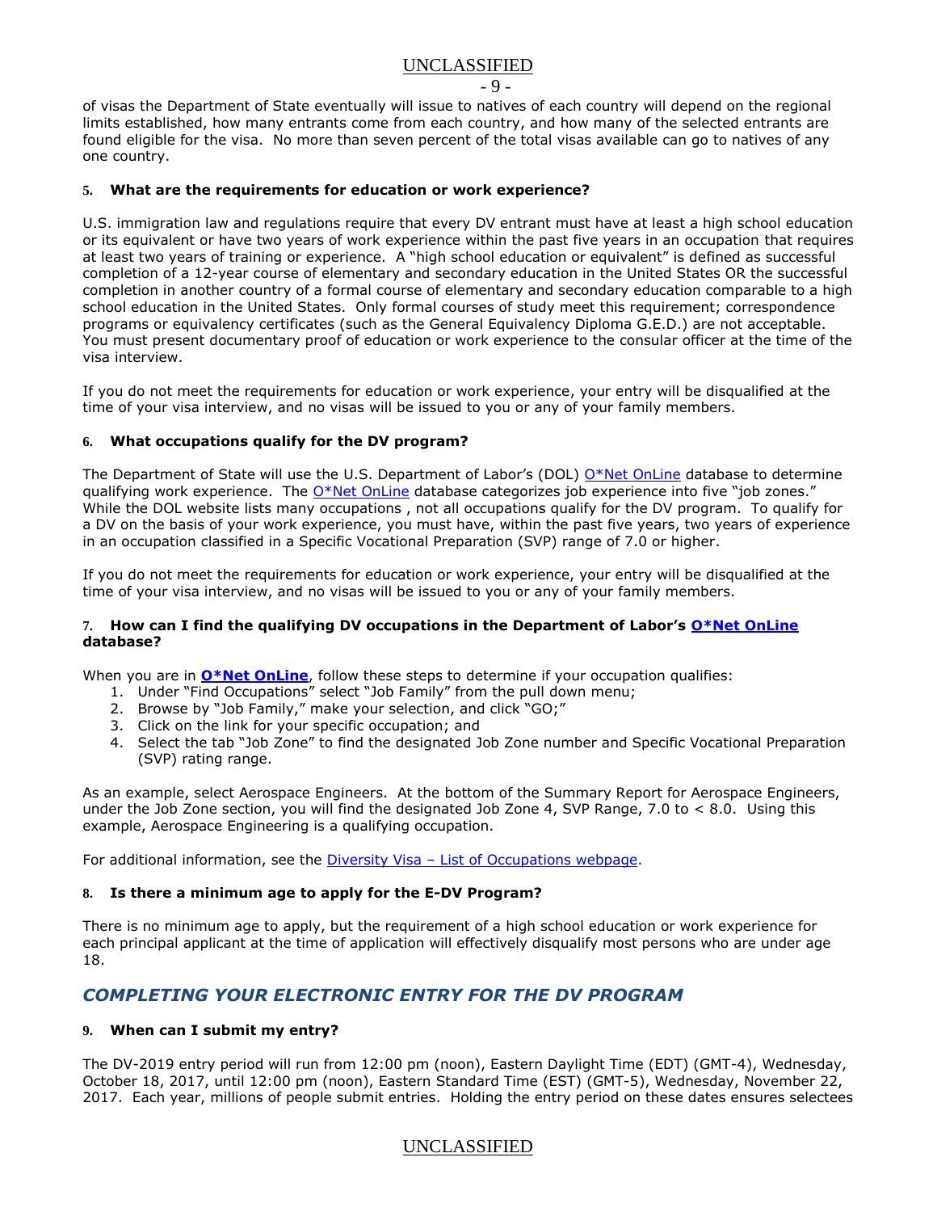of visas the Department of State eventually will issue to natives of each country will depend on the regional limits established, how many entrants come from each country, and how many of the selected entrants are found eligible for the visa. No more than seven percent of the total visas available can go to natives of any one country.

### 5. What are the requirements for education or work experience?

U.S. immigration law and regulations require that every DV entrant must have at least a high school education or its equivalent or have two years of work experience within the past five years in an occupation that requires at least two years of training or experience. A "high school education or equivalent" is defined as successful completion of a 12-year course of elementary and secondary education in the United States OR the successful completion in another country of a formal course of elementary and secondary education comparable to a high school education in the United States. Only formal courses of study meet this requirement; correspondence programs or equivalency certificates (such as the General Equivalency Diploma G.E.D.) are not acceptable. You must present documentary proof of education or work experience to the consular officer at the time of the visa interview.

If you do not meet the requirements for education or work experience, your entry will be disqualified at the time of your visa interview, and no visas will be issued to you or any of your family members.

### 6. What occupations qualify for the DV program?

The Department of State will use the U.S. Department of Labor's (DOL) O*Net OnLine database to determine qualifying work experience. The O*Net OnLine database categorizes job experience into five "job zones." While the DOL website lists many occupations , not all occupations qualify for the DV program. To qualify for a DV on the basis of your work experience, you must have, within the past five years, two years of experience in an occupation classified in a Specific Vocational Preparation (SVP) range of 7.0 or higher.

If you do not meet the requirements for education or work experience, your entry will be disqualified at the time of your visa interview, and no visas will be issued to you or any of your family members.

### 7. How can I find the qualifying DV occupations in the Department of Labor's O*Net OnLine database?

When you are in **O*Net OnLine**, follow these steps to determine if your occupation qualifies:

1. Under "Find Occupations" select "Job Family" from the pull down menu;
2. Browse by "Job Family," make your selection, and click "GO;"
3. Click on the link for your specific occupation; and
4. Select the tab "Job Zone" to find the designated Job Zone number and Specific Vocational Preparation (SVP) rating range.

As an example, select Aerospace Engineers. At the bottom of the Summary Report for Aerospace Engineers, under the Job Zone section, you will find the designated Job Zone 4, SVP Range, 7.0 to < 8.0. Using this example, Aerospace Engineering is a qualifying occupation.

For additional information, see the Diversity Visa – List of Occupations webpage.

### 8. Is there a minimum age to apply for the E-DV Program?

There is no minimum age to apply, but the requirement of a high school education or work experience for each principal applicant at the time of application will effectively disqualify most persons who are under age 18.

## *COMPLETING YOUR ELECTRONIC ENTRY FOR THE DV PROGRAM*

### 9. When can I submit my entry?

The DV-2019 entry period will run from 12:00 pm (noon), Eastern Daylight Time (EDT) (GMT-4), Wednesday, October 18, 2017, until 12:00 pm (noon), Eastern Standard Time (EST) (GMT-5), Wednesday, November 22, 2017. Each year, millions of people submit entries. Holding the entry period on these dates ensures selectees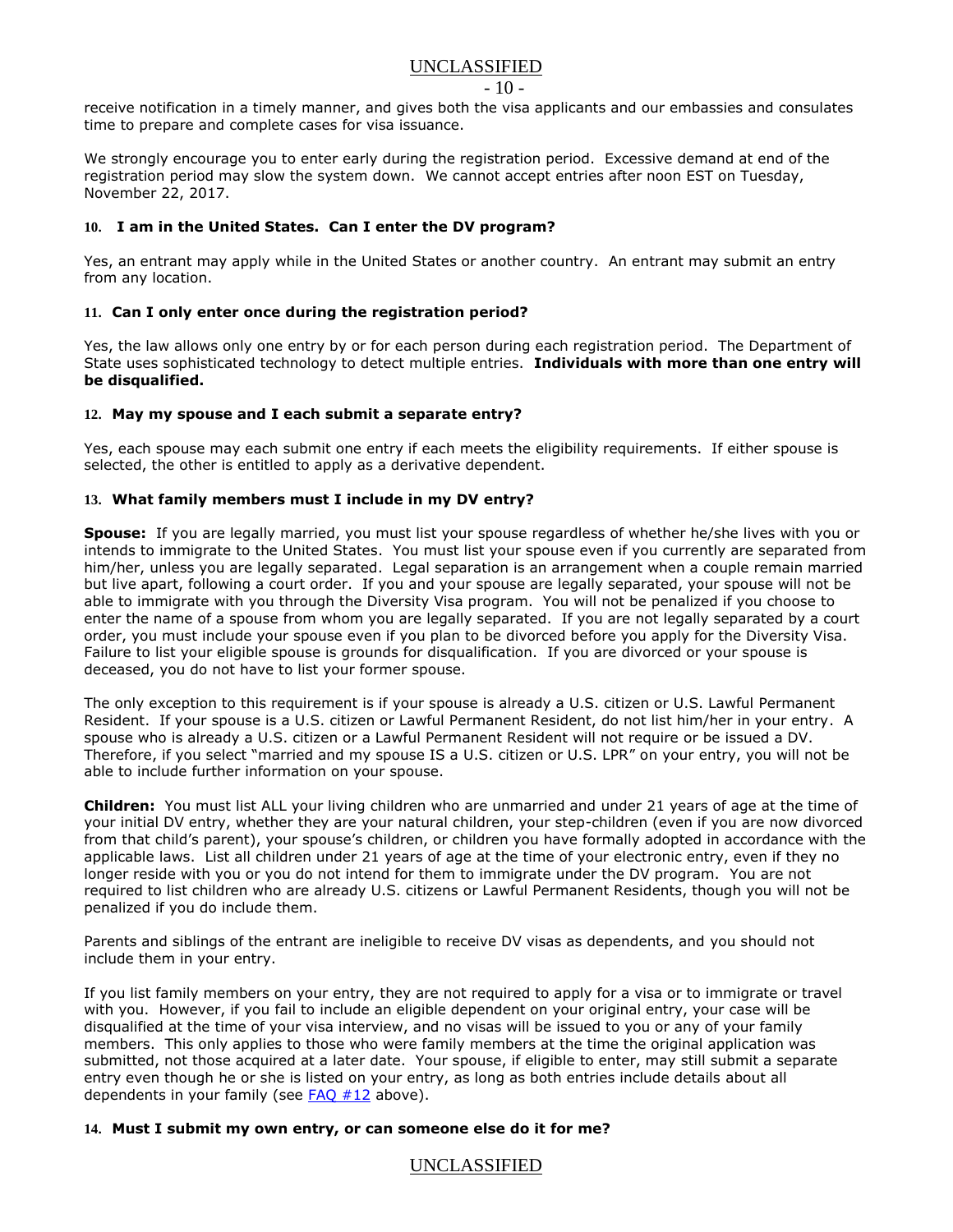receive notification in a timely manner, and gives both the visa applicants and our embassies and consulates time to prepare and complete cases for visa issuance.

We strongly encourage you to enter early during the registration period. Excessive demand at end of the registration period may slow the system down. We cannot accept entries after noon EST on Tuesday, November 22, 2017.

### 10. I am in the United States. Can I enter the DV program?

Yes, an entrant may apply while in the United States or another country. An entrant may submit an entry from any location.

### 11. Can I only enter once during the registration period?

Yes, the law allows only one entry by or for each person during each registration period. The Department of State uses sophisticated technology to detect multiple entries. **Individuals with more than one entry will be disqualified.**

### 12. May my spouse and I each submit a separate entry?

Yes, each spouse may each submit one entry if each meets the eligibility requirements. If either spouse is selected, the other is entitled to apply as a derivative dependent.

### 13. What family members must I include in my DV entry?

**Spouse:** If you are legally married, you must list your spouse regardless of whether he/she lives with you or intends to immigrate to the United States. You must list your spouse even if you currently are separated from him/her, unless you are legally separated. Legal separation is an arrangement when a couple remain married but live apart, following a court order. If you and your spouse are legally separated, your spouse will not be able to immigrate with you through the Diversity Visa program. You will not be penalized if you choose to enter the name of a spouse from whom you are legally separated. If you are not legally separated by a court order, you must include your spouse even if you plan to be divorced before you apply for the Diversity Visa. Failure to list your eligible spouse is grounds for disqualification. If you are divorced or your spouse is deceased, you do not have to list your former spouse.

The only exception to this requirement is if your spouse is already a U.S. citizen or U.S. Lawful Permanent Resident. If your spouse is a U.S. citizen or Lawful Permanent Resident, do not list him/her in your entry. A spouse who is already a U.S. citizen or a Lawful Permanent Resident will not require or be issued a DV. Therefore, if you select "married and my spouse IS a U.S. citizen or U.S. LPR" on your entry, you will not be able to include further information on your spouse.

**Children:** You must list ALL your living children who are unmarried and under 21 years of age at the time of your initial DV entry, whether they are your natural children, your step-children (even if you are now divorced from that child's parent), your spouse's children, or children you have formally adopted in accordance with the applicable laws. List all children under 21 years of age at the time of your electronic entry, even if they no longer reside with you or you do not intend for them to immigrate under the DV program. You are not required to list children who are already U.S. citizens or Lawful Permanent Residents, though you will not be penalized if you do include them.

Parents and siblings of the entrant are ineligible to receive DV visas as dependents, and you should not include them in your entry.

If you list family members on your entry, they are not required to apply for a visa or to immigrate or travel with you. However, if you fail to include an eligible dependent on your original entry, your case will be disqualified at the time of your visa interview, and no visas will be issued to you or any of your family members. This only applies to those who were family members at the time the original application was submitted, not those acquired at a later date. Your spouse, if eligible to enter, may still submit a separate entry even though he or she is listed on your entry, as long as both entries include details about all dependents in your family (see FAQ #12 above).

### 14. Must I submit my own entry, or can someone else do it for me?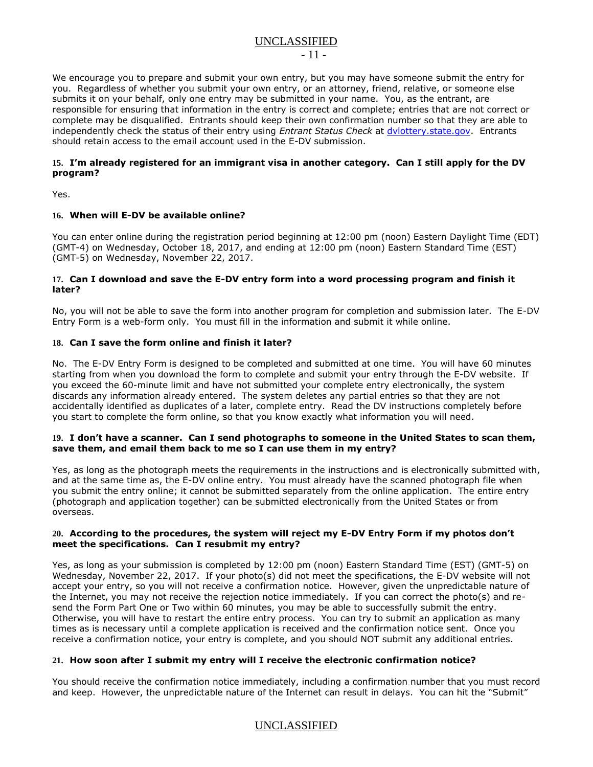We encourage you to prepare and submit your own entry, but you may have someone submit the entry for you. Regardless of whether you submit your own entry, or an attorney, friend, relative, or someone else submits it on your behalf, only one entry may be submitted in your name. You, as the entrant, are responsible for ensuring that information in the entry is correct and complete; entries that are not correct or complete may be disqualified. Entrants should keep their own confirmation number so that they are able to independently check the status of their entry using *Entrant Status Check* at dvlottery.state.gov. Entrants should retain access to the email account used in the E-DV submission.

### 15. I'm already registered for an immigrant visa in another category. Can I still apply for the DV program?

Yes.

### 16. When will E-DV be available online?

You can enter online during the registration period beginning at 12:00 pm (noon) Eastern Daylight Time (EDT) (GMT-4) on Wednesday, October 18, 2017, and ending at 12:00 pm (noon) Eastern Standard Time (EST) (GMT-5) on Wednesday, November 22, 2017.

### 17. Can I download and save the E-DV entry form into a word processing program and finish it later?

No, you will not be able to save the form into another program for completion and submission later. The E-DV Entry Form is a web-form only. You must fill in the information and submit it while online.

### 18. Can I save the form online and finish it later?

No. The E-DV Entry Form is designed to be completed and submitted at one time. You will have 60 minutes starting from when you download the form to complete and submit your entry through the E-DV website. If you exceed the 60-minute limit and have not submitted your complete entry electronically, the system discards any information already entered. The system deletes any partial entries so that they are not accidentally identified as duplicates of a later, complete entry. Read the DV instructions completely before you start to complete the form online, so that you know exactly what information you will need.

### 19. I don't have a scanner. Can I send photographs to someone in the United States to scan them, save them, and email them back to me so I can use them in my entry?

Yes, as long as the photograph meets the requirements in the instructions and is electronically submitted with, and at the same time as, the E-DV online entry. You must already have the scanned photograph file when you submit the entry online; it cannot be submitted separately from the online application. The entire entry (photograph and application together) can be submitted electronically from the United States or from overseas.

### 20. According to the procedures, the system will reject my E-DV Entry Form if my photos don't meet the specifications. Can I resubmit my entry?

Yes, as long as your submission is completed by 12:00 pm (noon) Eastern Standard Time (EST) (GMT-5) on Wednesday, November 22, 2017. If your photo(s) did not meet the specifications, the E-DV website will not accept your entry, so you will not receive a confirmation notice. However, given the unpredictable nature of the Internet, you may not receive the rejection notice immediately. If you can correct the photo(s) and re-send the Form Part One or Two within 60 minutes, you may be able to successfully submit the entry. Otherwise, you will have to restart the entire entry process. You can try to submit an application as many times as is necessary until a complete application is received and the confirmation notice sent. Once you receive a confirmation notice, your entry is complete, and you should NOT submit any additional entries.

### 21. How soon after I submit my entry will I receive the electronic confirmation notice?

You should receive the confirmation notice immediately, including a confirmation number that you must record and keep. However, the unpredictable nature of the Internet can result in delays. You can hit the "Submit"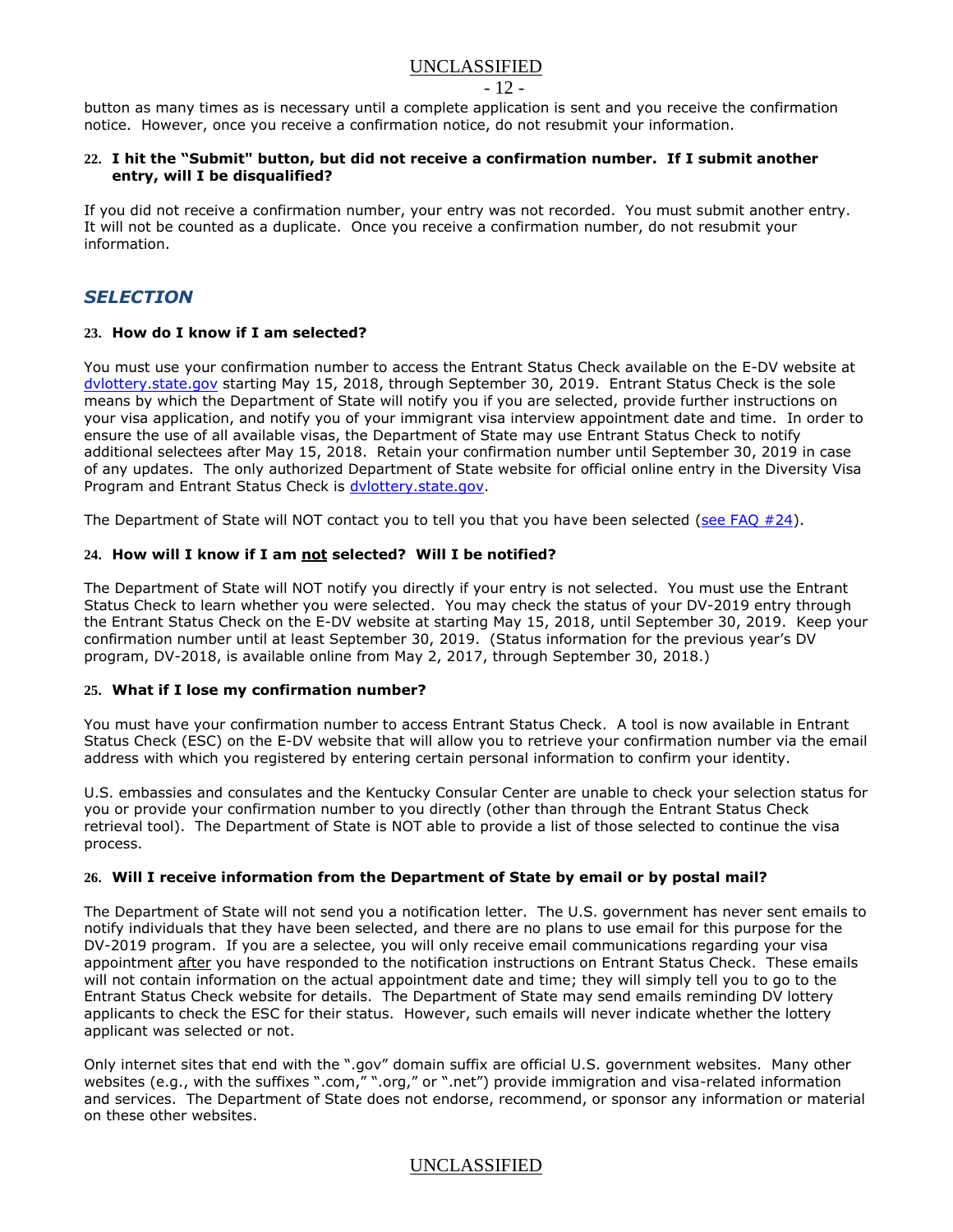button as many times as is necessary until a complete application is sent and you receive the confirmation notice. However, once you receive a confirmation notice, do not resubmit your information.

**22. I hit the "Submit" button, but did not receive a confirmation number. If I submit another entry, will I be disqualified?**

If you did not receive a confirmation number, your entry was not recorded. You must submit another entry. It will not be counted as a duplicate. Once you receive a confirmation number, do not resubmit your information.

## *SELECTION*

**23. How do I know if I am selected?**

You must use your confirmation number to access the Entrant Status Check available on the E-DV website at dvlottery.state.gov starting May 15, 2018, through September 30, 2019. Entrant Status Check is the sole means by which the Department of State will notify you if you are selected, provide further instructions on your visa application, and notify you of your immigrant visa interview appointment date and time. In order to ensure the use of all available visas, the Department of State may use Entrant Status Check to notify additional selectees after May 15, 2018. Retain your confirmation number until September 30, 2019 in case of any updates. The only authorized Department of State website for official online entry in the Diversity Visa Program and Entrant Status Check is dvlottery.state.gov.

The Department of State will NOT contact you to tell you that you have been selected (see FAQ #24).

**24. How will I know if I am <u>not</u> selected? Will I be notified?**

The Department of State will NOT notify you directly if your entry is not selected. You must use the Entrant Status Check to learn whether you were selected. You may check the status of your DV-2019 entry through the Entrant Status Check on the E-DV website at starting May 15, 2018, until September 30, 2019. Keep your confirmation number until at least September 30, 2019. (Status information for the previous year's DV program, DV-2018, is available online from May 2, 2017, through September 30, 2018.)

**25. What if I lose my confirmation number?**

You must have your confirmation number to access Entrant Status Check. A tool is now available in Entrant Status Check (ESC) on the E-DV website that will allow you to retrieve your confirmation number via the email address with which you registered by entering certain personal information to confirm your identity.

U.S. embassies and consulates and the Kentucky Consular Center are unable to check your selection status for you or provide your confirmation number to you directly (other than through the Entrant Status Check retrieval tool). The Department of State is NOT able to provide a list of those selected to continue the visa process.

**26. Will I receive information from the Department of State by email or by postal mail?**

The Department of State will not send you a notification letter. The U.S. government has never sent emails to notify individuals that they have been selected, and there are no plans to use email for this purpose for the DV-2019 program. If you are a selectee, you will only receive email communications regarding your visa appointment <u>after</u> you have responded to the notification instructions on Entrant Status Check. These emails will not contain information on the actual appointment date and time; they will simply tell you to go to the Entrant Status Check website for details. The Department of State may send emails reminding DV lottery applicants to check the ESC for their status. However, such emails will never indicate whether the lottery applicant was selected or not.

Only internet sites that end with the ".gov" domain suffix are official U.S. government websites. Many other websites (e.g., with the suffixes ".com," ".org," or ".net") provide immigration and visa-related information and services. The Department of State does not endorse, recommend, or sponsor any information or material on these other websites.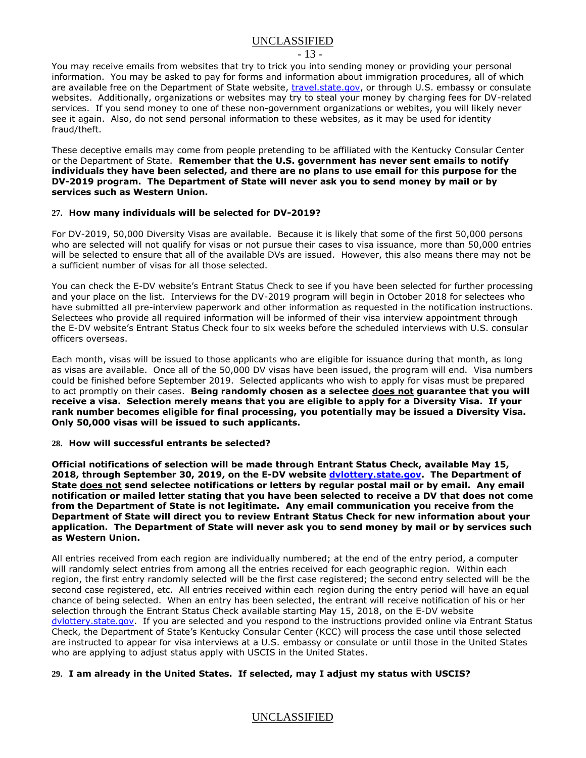You may receive emails from websites that try to trick you into sending money or providing your personal information. You may be asked to pay for forms and information about immigration procedures, all of which are available free on the Department of State website, [travel.state.gov](travel.state.gov), or through U.S. embassy or consulate websites. Additionally, organizations or websites may try to steal your money by charging fees for DV-related services. If you send money to one of these non-government organizations or webites, you will likely never see it again. Also, do not send personal information to these websites, as it may be used for identity fraud/theft.

These deceptive emails may come from people pretending to be affiliated with the Kentucky Consular Center or the Department of State. **Remember that the U.S. government has never sent emails to notify individuals they have been selected, and there are no plans to use email for this purpose for the DV-2019 program. The Department of State will never ask you to send money by mail or by services such as Western Union.**

### 27. How many individuals will be selected for DV-2019?

For DV-2019, 50,000 Diversity Visas are available. Because it is likely that some of the first 50,000 persons who are selected will not qualify for visas or not pursue their cases to visa issuance, more than 50,000 entries will be selected to ensure that all of the available DVs are issued. However, this also means there may not be a sufficient number of visas for all those selected.

You can check the E-DV website's Entrant Status Check to see if you have been selected for further processing and your place on the list. Interviews for the DV-2019 program will begin in October 2018 for selectees who have submitted all pre-interview paperwork and other information as requested in the notification instructions. Selectees who provide all required information will be informed of their visa interview appointment through the E-DV website's Entrant Status Check four to six weeks before the scheduled interviews with U.S. consular officers overseas.

Each month, visas will be issued to those applicants who are eligible for issuance during that month, as long as visas are available. Once all of the 50,000 DV visas have been issued, the program will end. Visa numbers could be finished before September 2019. Selected applicants who wish to apply for visas must be prepared to act promptly on their cases. **Being randomly chosen as a selectee <u>does not</u> guarantee that you will receive a visa. Selection merely means that you are eligible to apply for a Diversity Visa. If your rank number becomes eligible for final processing, you potentially may be issued a Diversity Visa. Only 50,000 visas will be issued to such applicants.**

### 28. How will successful entrants be selected?

**Official notifications of selection will be made through Entrant Status Check, available May 15, 2018, through September 30, 2019, on the E-DV website [dvlottery.state.gov](dvlottery.state.gov). The Department of State <u>does not</u> send selectee notifications or letters by regular postal mail or by email. Any email notification or mailed letter stating that you have been selected to receive a DV that does not come from the Department of State is not legitimate. Any email communication you receive from the Department of State will direct you to review Entrant Status Check for new information about your application. The Department of State will never ask you to send money by mail or by services such as Western Union.**

All entries received from each region are individually numbered; at the end of the entry period, a computer will randomly select entries from among all the entries received for each geographic region. Within each region, the first entry randomly selected will be the first case registered; the second entry selected will be the second case registered, etc. All entries received within each region during the entry period will have an equal chance of being selected. When an entry has been selected, the entrant will receive notification of his or her selection through the Entrant Status Check available starting May 15, 2018, on the E-DV website [dvlottery.state.gov](dvlottery.state.gov). If you are selected and you respond to the instructions provided online via Entrant Status Check, the Department of State's Kentucky Consular Center (KCC) will process the case until those selected are instructed to appear for visa interviews at a U.S. embassy or consulate or until those in the United States who are applying to adjust status apply with USCIS in the United States.

### 29. I am already in the United States. If selected, may I adjust my status with USCIS?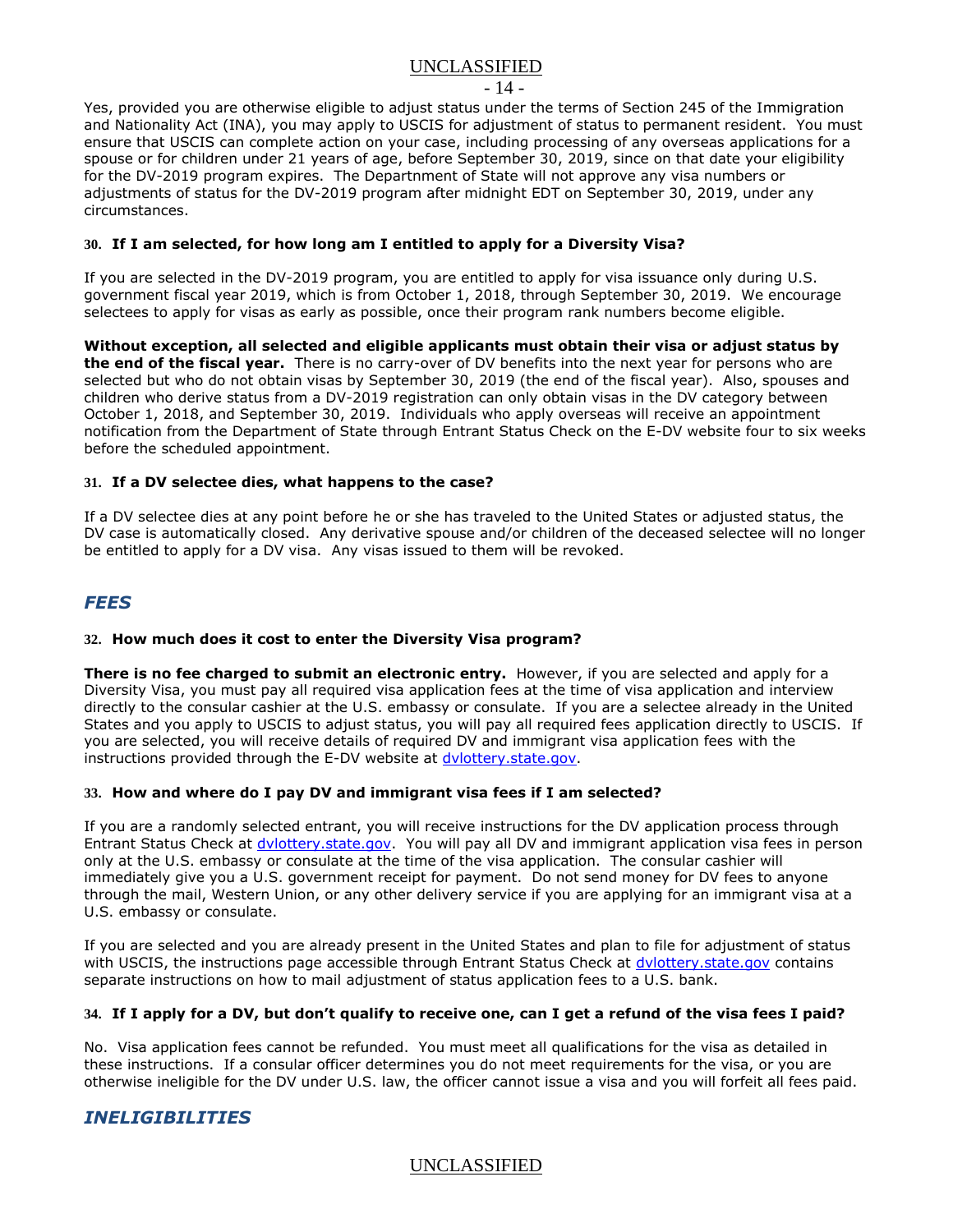Yes, provided you are otherwise eligible to adjust status under the terms of Section 245 of the Immigration and Nationality Act (INA), you may apply to USCIS for adjustment of status to permanent resident. You must ensure that USCIS can complete action on your case, including processing of any overseas applications for a spouse or for children under 21 years of age, before September 30, 2019, since on that date your eligibility for the DV-2019 program expires. The Departnment of State will not approve any visa numbers or adjustments of status for the DV-2019 program after midnight EDT on September 30, 2019, under any circumstances.

### 30. If I am selected, for how long am I entitled to apply for a Diversity Visa?

If you are selected in the DV-2019 program, you are entitled to apply for visa issuance only during U.S. government fiscal year 2019, which is from October 1, 2018, through September 30, 2019. We encourage selectees to apply for visas as early as possible, once their program rank numbers become eligible.

**Without exception, all selected and eligible applicants must obtain their visa or adjust status by the end of the fiscal year.** There is no carry-over of DV benefits into the next year for persons who are selected but who do not obtain visas by September 30, 2019 (the end of the fiscal year). Also, spouses and children who derive status from a DV-2019 registration can only obtain visas in the DV category between October 1, 2018, and September 30, 2019. Individuals who apply overseas will receive an appointment notification from the Department of State through Entrant Status Check on the E-DV website four to six weeks before the scheduled appointment.

### 31. If a DV selectee dies, what happens to the case?

If a DV selectee dies at any point before he or she has traveled to the United States or adjusted status, the DV case is automatically closed. Any derivative spouse and/or children of the deceased selectee will no longer be entitled to apply for a DV visa. Any visas issued to them will be revoked.

## *FEES*

### 32. How much does it cost to enter the Diversity Visa program?

**There is no fee charged to submit an electronic entry.** However, if you are selected and apply for a Diversity Visa, you must pay all required visa application fees at the time of visa application and interview directly to the consular cashier at the U.S. embassy or consulate. If you are a selectee already in the United States and you apply to USCIS to adjust status, you will pay all required fees application directly to USCIS. If you are selected, you will receive details of required DV and immigrant visa application fees with the instructions provided through the E-DV website at dvlottery.state.gov.

### 33. How and where do I pay DV and immigrant visa fees if I am selected?

If you are a randomly selected entrant, you will receive instructions for the DV application process through Entrant Status Check at dvlottery.state.gov. You will pay all DV and immigrant application visa fees in person only at the U.S. embassy or consulate at the time of the visa application. The consular cashier will immediately give you a U.S. government receipt for payment. Do not send money for DV fees to anyone through the mail, Western Union, or any other delivery service if you are applying for an immigrant visa at a U.S. embassy or consulate.

If you are selected and you are already present in the United States and plan to file for adjustment of status with USCIS, the instructions page accessible through Entrant Status Check at dvlottery.state.gov contains separate instructions on how to mail adjustment of status application fees to a U.S. bank.

### 34. If I apply for a DV, but don't qualify to receive one, can I get a refund of the visa fees I paid?

No. Visa application fees cannot be refunded. You must meet all qualifications for the visa as detailed in these instructions. If a consular officer determines you do not meet requirements for the visa, or you are otherwise ineligible for the DV under U.S. law, the officer cannot issue a visa and you will forfeit all fees paid.

## *INELIGIBILITIES*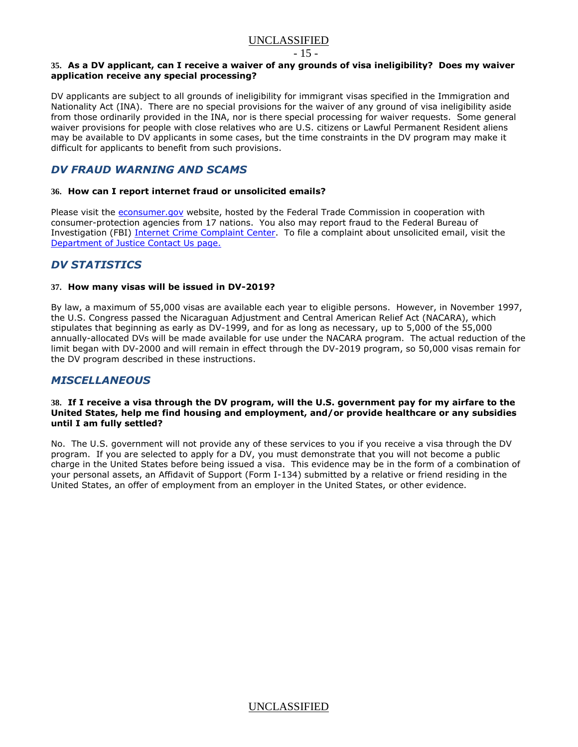**35. As a DV applicant, can I receive a waiver of any grounds of visa ineligibility? Does my waiver application receive any special processing?**

DV applicants are subject to all grounds of ineligibility for immigrant visas specified in the Immigration and Nationality Act (INA). There are no special provisions for the waiver of any ground of visa ineligibility aside from those ordinarily provided in the INA, nor is there special processing for waiver requests. Some general waiver provisions for people with close relatives who are U.S. citizens or Lawful Permanent Resident aliens may be available to DV applicants in some cases, but the time constraints in the DV program may make it difficult for applicants to benefit from such provisions.

## *DV FRAUD WARNING AND SCAMS*

**36. How can I report internet fraud or unsolicited emails?**

Please visit the [econsumer.gov](econsumer.gov) website, hosted by the Federal Trade Commission in cooperation with consumer-protection agencies from 17 nations. You also may report fraud to the Federal Bureau of Investigation (FBI) [Internet Crime Complaint Center](Internet Crime Complaint Center). To file a complaint about unsolicited email, visit the [Department of Justice Contact Us page.](Department of Justice Contact Us page.)

## *DV STATISTICS*

**37. How many visas will be issued in DV-2019?**

By law, a maximum of 55,000 visas are available each year to eligible persons. However, in November 1997, the U.S. Congress passed the Nicaraguan Adjustment and Central American Relief Act (NACARA), which stipulates that beginning as early as DV-1999, and for as long as necessary, up to 5,000 of the 55,000 annually-allocated DVs will be made available for use under the NACARA program. The actual reduction of the limit began with DV-2000 and will remain in effect through the DV-2019 program, so 50,000 visas remain for the DV program described in these instructions.

## *MISCELLANEOUS*

**38. If I receive a visa through the DV program, will the U.S. government pay for my airfare to the United States, help me find housing and employment, and/or provide healthcare or any subsidies until I am fully settled?**

No. The U.S. government will not provide any of these services to you if you receive a visa through the DV program. If you are selected to apply for a DV, you must demonstrate that you will not become a public charge in the United States before being issued a visa. This evidence may be in the form of a combination of your personal assets, an Affidavit of Support (Form I-134) submitted by a relative or friend residing in the United States, an offer of employment from an employer in the United States, or other evidence.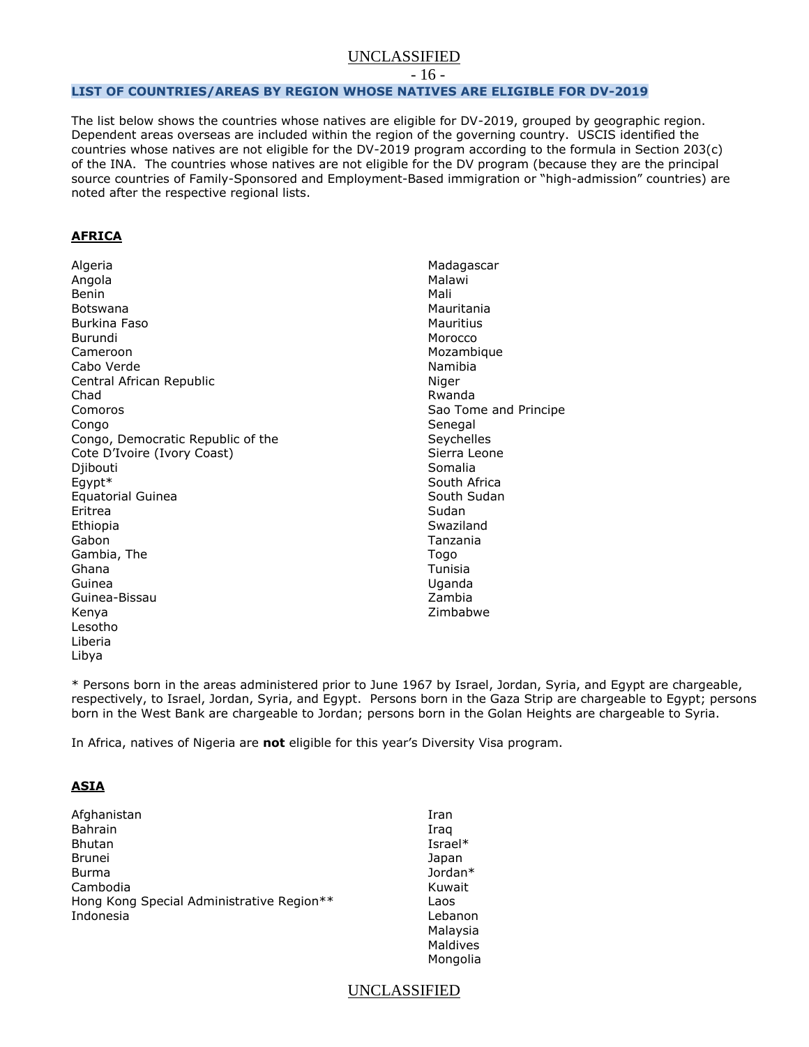## LIST OF COUNTRIES/AREAS BY REGION WHOSE NATIVES ARE ELIGIBLE FOR DV-2019

The list below shows the countries whose natives are eligible for DV-2019, grouped by geographic region. Dependent areas overseas are included within the region of the governing country. USCIS identified the countries whose natives are not eligible for the DV-2019 program according to the formula in Section 203(c) of the INA. The countries whose natives are not eligible for the DV program (because they are the principal source countries of Family-Sponsored and Employment-Based immigration or "high-admission" countries) are noted after the respective regional lists.

### AFRICA

Algeria
Angola
Benin
Botswana
Burkina Faso
Burundi
Cameroon
Cabo Verde
Central African Republic
Chad
Comoros
Congo
Congo, Democratic Republic of the
Cote D'Ivoire (Ivory Coast)
Djibouti
Egypt*
Equatorial Guinea
Eritrea
Ethiopia
Gabon
Gambia, The
Ghana
Guinea
Guinea-Bissau
Kenya
Lesotho
Liberia
Libya
Madagascar
Malawi
Mali
Mauritania
Mauritius
Morocco
Mozambique
Namibia
Niger
Rwanda
Sao Tome and Principe
Senegal
Seychelles
Sierra Leone
Somalia
South Africa
South Sudan
Sudan
Swaziland
Tanzania
Togo
Tunisia
Uganda
Zambia
Zimbabwe

* Persons born in the areas administered prior to June 1967 by Israel, Jordan, Syria, and Egypt are chargeable, respectively, to Israel, Jordan, Syria, and Egypt. Persons born in the Gaza Strip are chargeable to Egypt; persons born in the West Bank are chargeable to Jordan; persons born in the Golan Heights are chargeable to Syria.

In Africa, natives of Nigeria are **not** eligible for this year's Diversity Visa program.

### ASIA

Afghanistan
Bahrain
Bhutan
Brunei
Burma
Cambodia
Hong Kong Special Administrative Region**
Indonesia
Iran
Iraq
Israel*
Japan
Jordan*
Kuwait
Laos
Lebanon
Malaysia
Maldives
Mongolia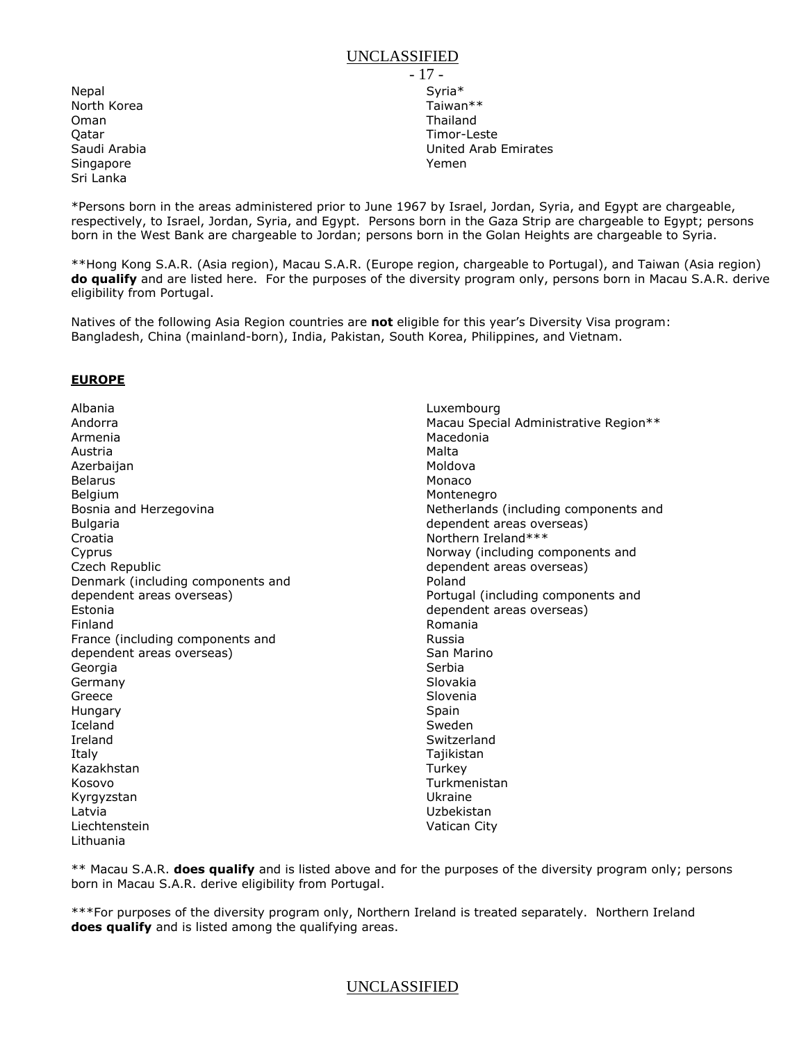Nepal
North Korea
Oman
Qatar
Saudi Arabia
Singapore
Sri Lanka
Syria*
Taiwan**
Thailand
Timor-Leste
United Arab Emirates
Yemen

*Persons born in the areas administered prior to June 1967 by Israel, Jordan, Syria, and Egypt are chargeable, respectively, to Israel, Jordan, Syria, and Egypt. Persons born in the Gaza Strip are chargeable to Egypt; persons born in the West Bank are chargeable to Jordan; persons born in the Golan Heights are chargeable to Syria.

**Hong Kong S.A.R. (Asia region), Macau S.A.R. (Europe region, chargeable to Portugal), and Taiwan (Asia region) **do qualify** and are listed here. For the purposes of the diversity program only, persons born in Macau S.A.R. derive eligibility from Portugal.

Natives of the following Asia Region countries are **not** eligible for this year's Diversity Visa program: Bangladesh, China (mainland-born), India, Pakistan, South Korea, Philippines, and Vietnam.

## EUROPE

Albania
Andorra
Armenia
Austria
Azerbaijan
Belarus
Belgium
Bosnia and Herzegovina
Bulgaria
Croatia
Cyprus
Czech Republic
Denmark (including components and dependent areas overseas)
Estonia
Finland
France (including components and dependent areas overseas)
Georgia
Germany
Greece
Hungary
Iceland
Ireland
Italy
Kazakhstan
Kosovo
Kyrgyzstan
Latvia
Liechtenstein
Lithuania
Luxembourg
Macau Special Administrative Region**
Macedonia
Malta
Moldova
Monaco
Montenegro
Netherlands (including components and dependent areas overseas)
Northern Ireland***
Norway (including components and dependent areas overseas)
Poland
Portugal (including components and dependent areas overseas)
Romania
Russia
San Marino
Serbia
Slovakia
Slovenia
Spain
Sweden
Switzerland
Tajikistan
Turkey
Turkmenistan
Ukraine
Uzbekistan
Vatican City

** Macau S.A.R. **does qualify** and is listed above and for the purposes of the diversity program only; persons born in Macau S.A.R. derive eligibility from Portugal.

***For purposes of the diversity program only, Northern Ireland is treated separately. Northern Ireland **does qualify** and is listed among the qualifying areas.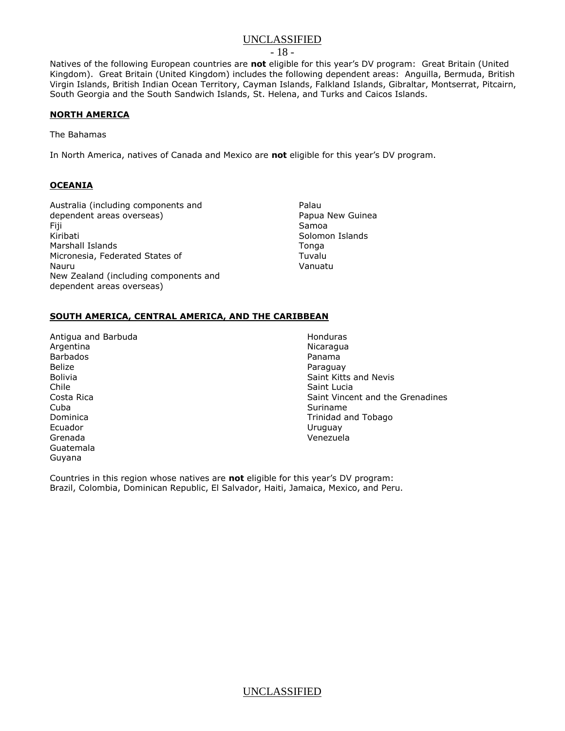Natives of the following European countries are **not** eligible for this year's DV program: Great Britain (United Kingdom). Great Britain (United Kingdom) includes the following dependent areas: Anguilla, Bermuda, British Virgin Islands, British Indian Ocean Territory, Cayman Islands, Falkland Islands, Gibraltar, Montserrat, Pitcairn, South Georgia and the South Sandwich Islands, St. Helena, and Turks and Caicos Islands.

**NORTH AMERICA**

The Bahamas

In North America, natives of Canada and Mexico are **not** eligible for this year's DV program.

**OCEANIA**

Australia (including components and dependent areas overseas)
Fiji
Kiribati
Marshall Islands
Micronesia, Federated States of
Nauru
New Zealand (including components and dependent areas overseas)
Palau
Papua New Guinea
Samoa
Solomon Islands
Tonga
Tuvalu
Vanuatu

**SOUTH AMERICA, CENTRAL AMERICA, AND THE CARIBBEAN**

Antigua and Barbuda
Argentina
Barbados
Belize
Bolivia
Chile
Costa Rica
Cuba
Dominica
Ecuador
Grenada
Guatemala
Guyana
Honduras
Nicaragua
Panama
Paraguay
Saint Kitts and Nevis
Saint Lucia
Saint Vincent and the Grenadines
Suriname
Trinidad and Tobago
Uruguay
Venezuela

Countries in this region whose natives are **not** eligible for this year's DV program: Brazil, Colombia, Dominican Republic, El Salvador, Haiti, Jamaica, Mexico, and Peru.